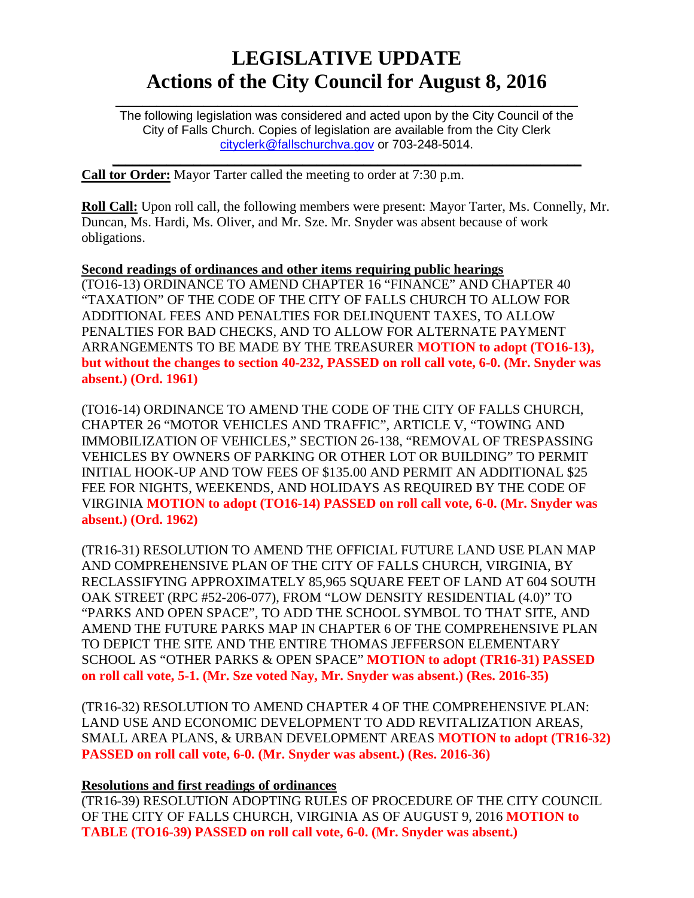# LEGISLATIVE UPDATE
# Actions of the City Council for August 8, 2016

The following legislation was considered and acted upon by the City Council of the City of Falls Church. Copies of legislation are available from the City Clerk cityclerk@fallschurchva.gov or 703-248-5014.

**Call tor Order:** Mayor Tarter called the meeting to order at 7:30 p.m.

**Roll Call:** Upon roll call, the following members were present: Mayor Tarter, Ms. Connelly, Mr. Duncan, Ms. Hardi, Ms. Oliver, and Mr. Sze. Mr. Snyder was absent because of work obligations.

**Second readings of ordinances and other items requiring public hearings**

(TO16-13) ORDINANCE TO AMEND CHAPTER 16 "FINANCE" AND CHAPTER 40 "TAXATION" OF THE CODE OF THE CITY OF FALLS CHURCH TO ALLOW FOR ADDITIONAL FEES AND PENALTIES FOR DELINQUENT TAXES, TO ALLOW PENALTIES FOR BAD CHECKS, AND TO ALLOW FOR ALTERNATE PAYMENT ARRANGEMENTS TO BE MADE BY THE TREASURER **MOTION to adopt (TO16-13), but without the changes to section 40-232, PASSED on roll call vote, 6-0. (Mr. Snyder was absent.) (Ord. 1961)**

(TO16-14) ORDINANCE TO AMEND THE CODE OF THE CITY OF FALLS CHURCH, CHAPTER 26 "MOTOR VEHICLES AND TRAFFIC", ARTICLE V, "TOWING AND IMMOBILIZATION OF VEHICLES," SECTION 26-138, "REMOVAL OF TRESPASSING VEHICLES BY OWNERS OF PARKING OR OTHER LOT OR BUILDING" TO PERMIT INITIAL HOOK-UP AND TOW FEES OF $135.00 AND PERMIT AN ADDITIONAL $25 FEE FOR NIGHTS, WEEKENDS, AND HOLIDAYS AS REQUIRED BY THE CODE OF VIRGINIA **MOTION to adopt (TO16-14) PASSED on roll call vote, 6-0. (Mr. Snyder was absent.) (Ord. 1962)**

(TR16-31) RESOLUTION TO AMEND THE OFFICIAL FUTURE LAND USE PLAN MAP AND COMPREHENSIVE PLAN OF THE CITY OF FALLS CHURCH, VIRGINIA, BY RECLASSIFYING APPROXIMATELY 85,965 SQUARE FEET OF LAND AT 604 SOUTH OAK STREET (RPC #52-206-077), FROM "LOW DENSITY RESIDENTIAL (4.0)" TO "PARKS AND OPEN SPACE", TO ADD THE SCHOOL SYMBOL TO THAT SITE, AND AMEND THE FUTURE PARKS MAP IN CHAPTER 6 OF THE COMPREHENSIVE PLAN TO DEPICT THE SITE AND THE ENTIRE THOMAS JEFFERSON ELEMENTARY SCHOOL AS "OTHER PARKS & OPEN SPACE" **MOTION to adopt (TR16-31) PASSED on roll call vote, 5-1. (Mr. Sze voted Nay, Mr. Snyder was absent.) (Res. 2016-35)**

(TR16-32) RESOLUTION TO AMEND CHAPTER 4 OF THE COMPREHENSIVE PLAN: LAND USE AND ECONOMIC DEVELOPMENT TO ADD REVITALIZATION AREAS, SMALL AREA PLANS, & URBAN DEVELOPMENT AREAS **MOTION to adopt (TR16-32) PASSED on roll call vote, 6-0. (Mr. Snyder was absent.) (Res. 2016-36)**

**Resolutions and first readings of ordinances**

(TR16-39) RESOLUTION ADOPTING RULES OF PROCEDURE OF THE CITY COUNCIL OF THE CITY OF FALLS CHURCH, VIRGINIA AS OF AUGUST 9, 2016 **MOTION to TABLE (TO16-39) PASSED on roll call vote, 6-0. (Mr. Snyder was absent.)**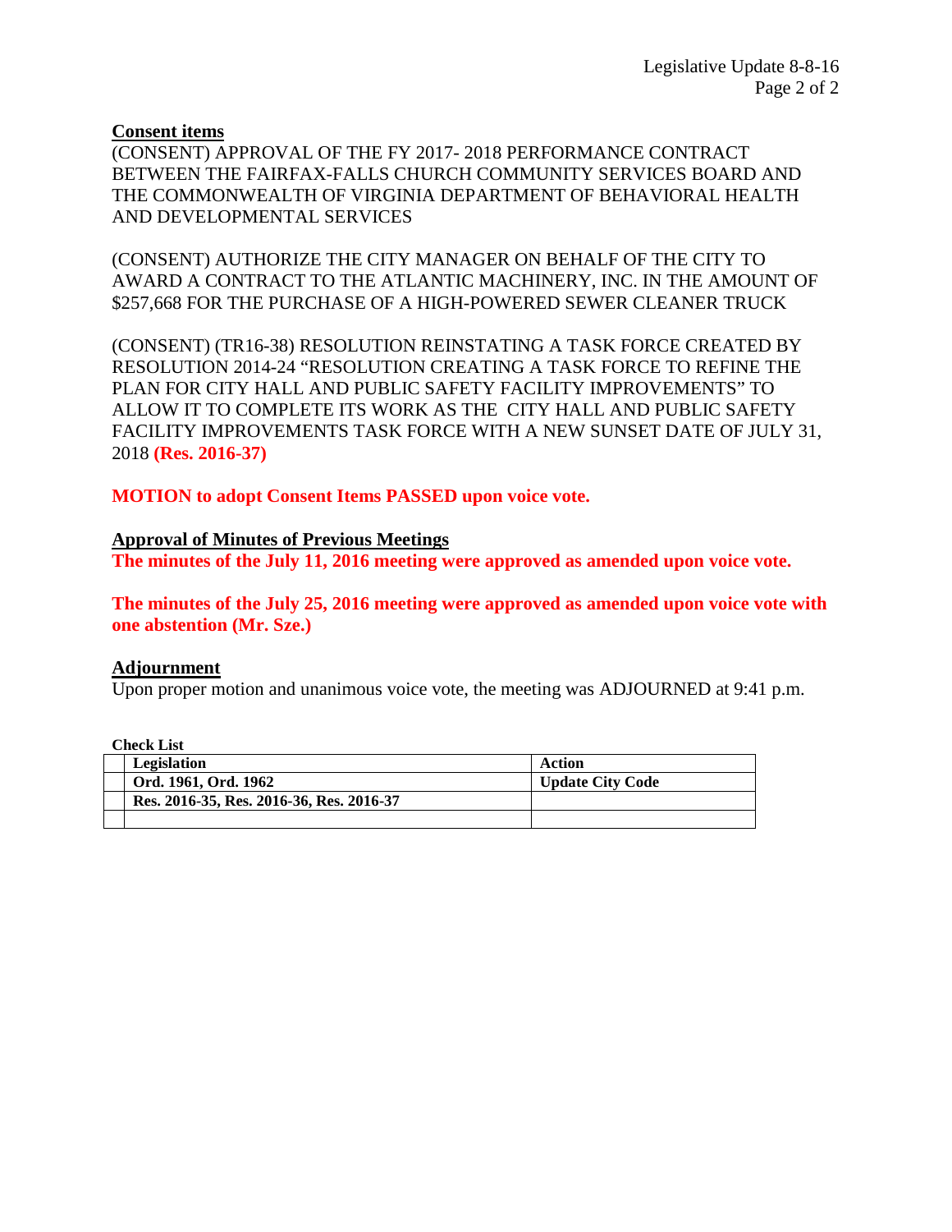**Consent items**

(CONSENT) APPROVAL OF THE FY 2017- 2018 PERFORMANCE CONTRACT BETWEEN THE FAIRFAX-FALLS CHURCH COMMUNITY SERVICES BOARD AND THE COMMONWEALTH OF VIRGINIA DEPARTMENT OF BEHAVIORAL HEALTH AND DEVELOPMENTAL SERVICES

(CONSENT) AUTHORIZE THE CITY MANAGER ON BEHALF OF THE CITY TO AWARD A CONTRACT TO THE ATLANTIC MACHINERY, INC. IN THE AMOUNT OF $257,668 FOR THE PURCHASE OF A HIGH-POWERED SEWER CLEANER TRUCK

(CONSENT) (TR16-38) RESOLUTION REINSTATING A TASK FORCE CREATED BY RESOLUTION 2014-24 "RESOLUTION CREATING A TASK FORCE TO REFINE THE PLAN FOR CITY HALL AND PUBLIC SAFETY FACILITY IMPROVEMENTS" TO ALLOW IT TO COMPLETE ITS WORK AS THE CITY HALL AND PUBLIC SAFETY FACILITY IMPROVEMENTS TASK FORCE WITH A NEW SUNSET DATE OF JULY 31, 2018 **(Res. 2016-37)**

**MOTION to adopt Consent Items PASSED upon voice vote.**

**Approval of Minutes of Previous Meetings**

**The minutes of the July 11, 2016 meeting were approved as amended upon voice vote.**

**The minutes of the July 25, 2016 meeting were approved as amended upon voice vote with one abstention (Mr. Sze.)**

**Adjournment**

Upon proper motion and unanimous voice vote, the meeting was ADJOURNED at 9:41 p.m.

**Check List**

| | **Legislation** | **Action** |
|---|---|---|
| | **Ord. 1961, Ord. 1962** | **Update City Code** |
| | **Res. 2016-35, Res. 2016-36, Res. 2016-37** | |
| | | |